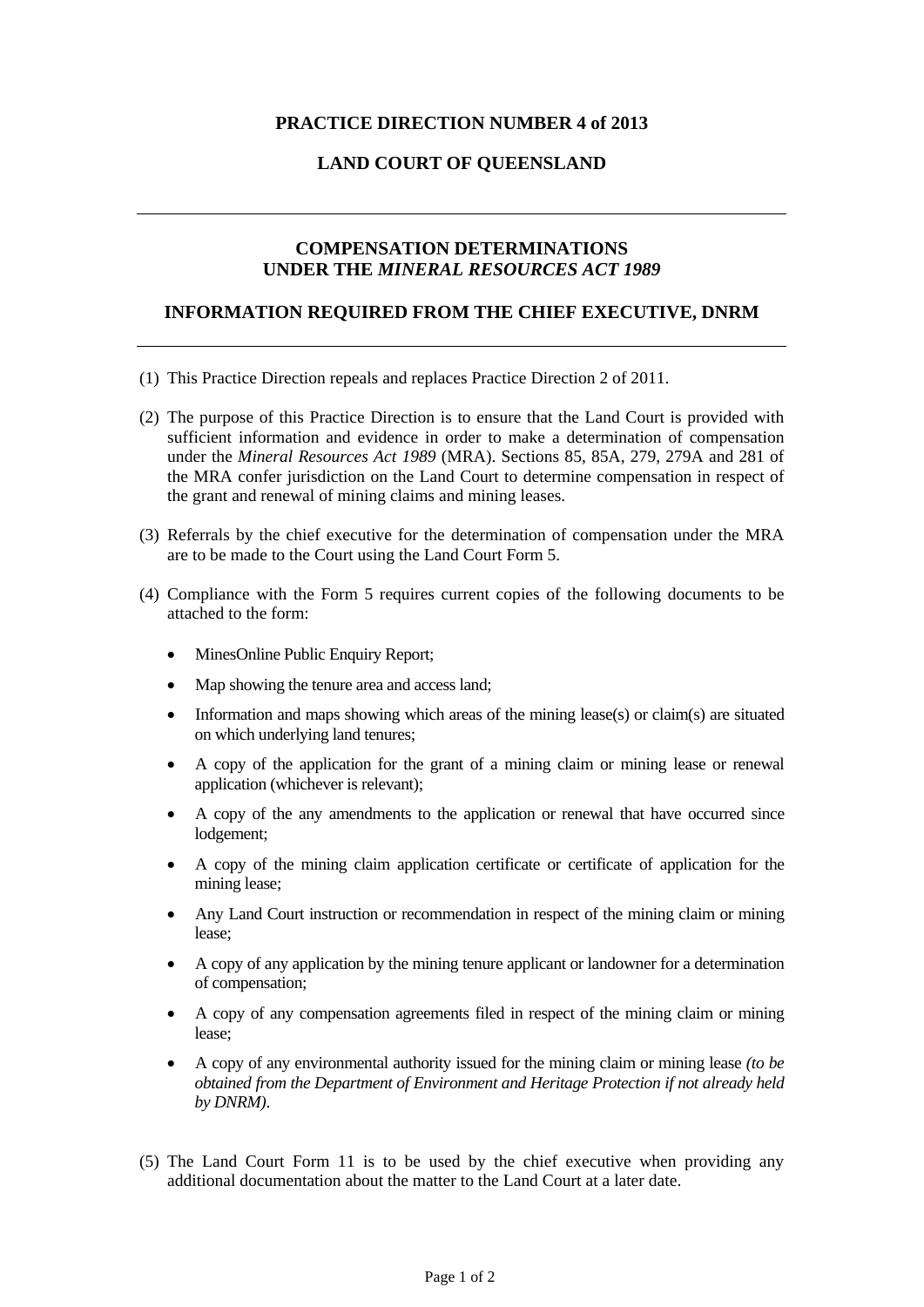**PRACTICE DIRECTION NUMBER 4 of 2013**

**LAND COURT OF QUEENSLAND**

---

## COMPENSATION DETERMINATIONS UNDER THE *MINERAL RESOURCES ACT 1989*

## INFORMATION REQUIRED FROM THE CHIEF EXECUTIVE, DNRM

---

(1) This Practice Direction repeals and replaces Practice Direction 2 of 2011.

(2) The purpose of this Practice Direction is to ensure that the Land Court is provided with sufficient information and evidence in order to make a determination of compensation under the *Mineral Resources Act 1989* (MRA). Sections 85, 85A, 279, 279A and 281 of the MRA confer jurisdiction on the Land Court to determine compensation in respect of the grant and renewal of mining claims and mining leases.

(3) Referrals by the chief executive for the determination of compensation under the MRA are to be made to the Court using the Land Court Form 5.

(4) Compliance with the Form 5 requires current copies of the following documents to be attached to the form:

- MinesOnline Public Enquiry Report;
- Map showing the tenure area and access land;
- Information and maps showing which areas of the mining lease(s) or claim(s) are situated on which underlying land tenures;
- A copy of the application for the grant of a mining claim or mining lease or renewal application (whichever is relevant);
- A copy of the any amendments to the application or renewal that have occurred since lodgement;
- A copy of the mining claim application certificate or certificate of application for the mining lease;
- Any Land Court instruction or recommendation in respect of the mining claim or mining lease;
- A copy of any application by the mining tenure applicant or landowner for a determination of compensation;
- A copy of any compensation agreements filed in respect of the mining claim or mining lease;
- A copy of any environmental authority issued for the mining claim or mining lease *(to be obtained from the Department of Environment and Heritage Protection if not already held by DNRM)*.

(5) The Land Court Form 11 is to be used by the chief executive when providing any additional documentation about the matter to the Land Court at a later date.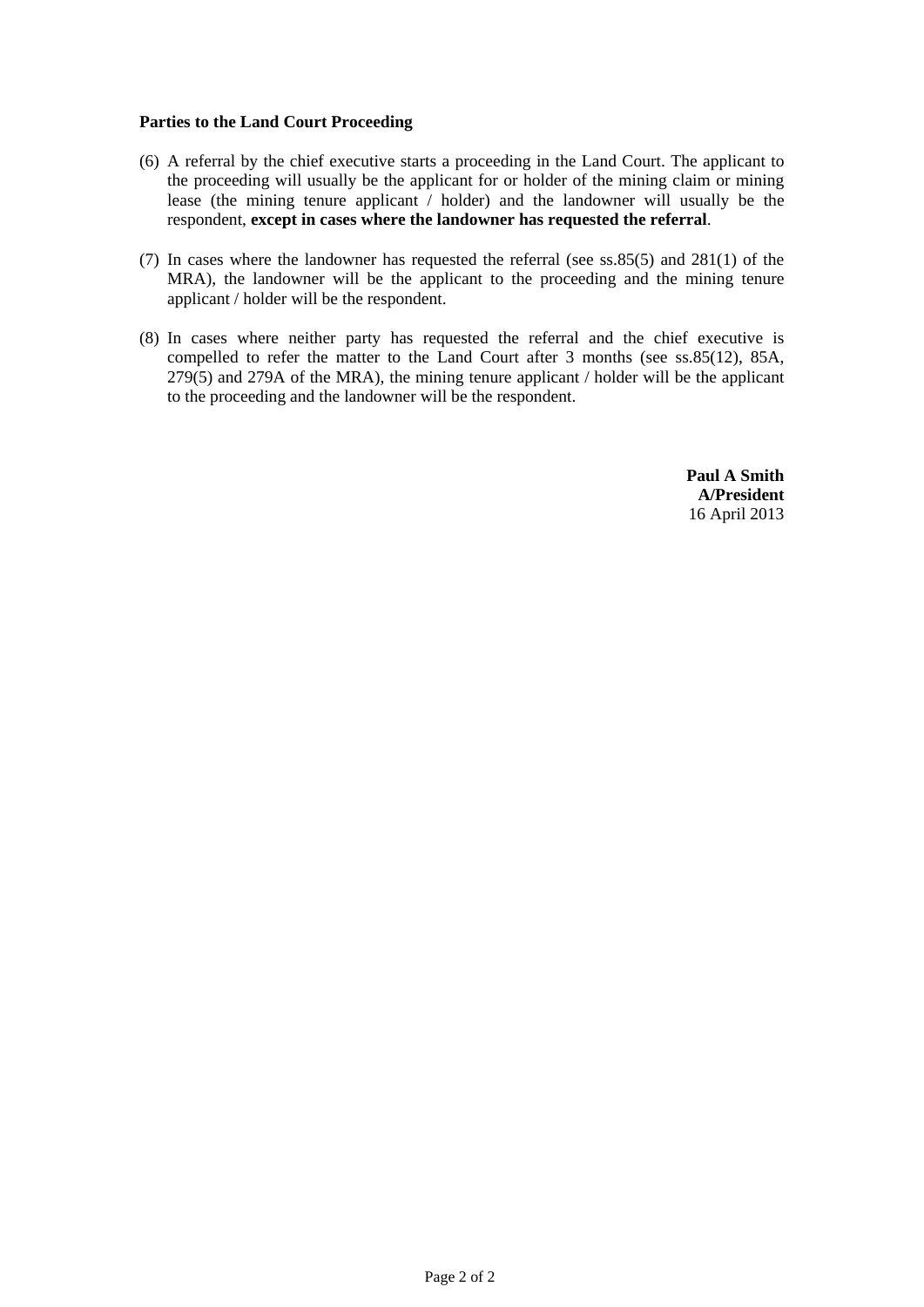**Parties to the Land Court Proceeding**

(6) A referral by the chief executive starts a proceeding in the Land Court. The applicant to the proceeding will usually be the applicant for or holder of the mining claim or mining lease (the mining tenure applicant / holder) and the landowner will usually be the respondent, **except in cases where the landowner has requested the referral**.

(7) In cases where the landowner has requested the referral (see ss.85(5) and 281(1) of the MRA), the landowner will be the applicant to the proceeding and the mining tenure applicant / holder will be the respondent.

(8) In cases where neither party has requested the referral and the chief executive is compelled to refer the matter to the Land Court after 3 months (see ss.85(12), 85A, 279(5) and 279A of the MRA), the mining tenure applicant / holder will be the applicant to the proceeding and the landowner will be the respondent.

**Paul A Smith**
**A/President**
16 April 2013